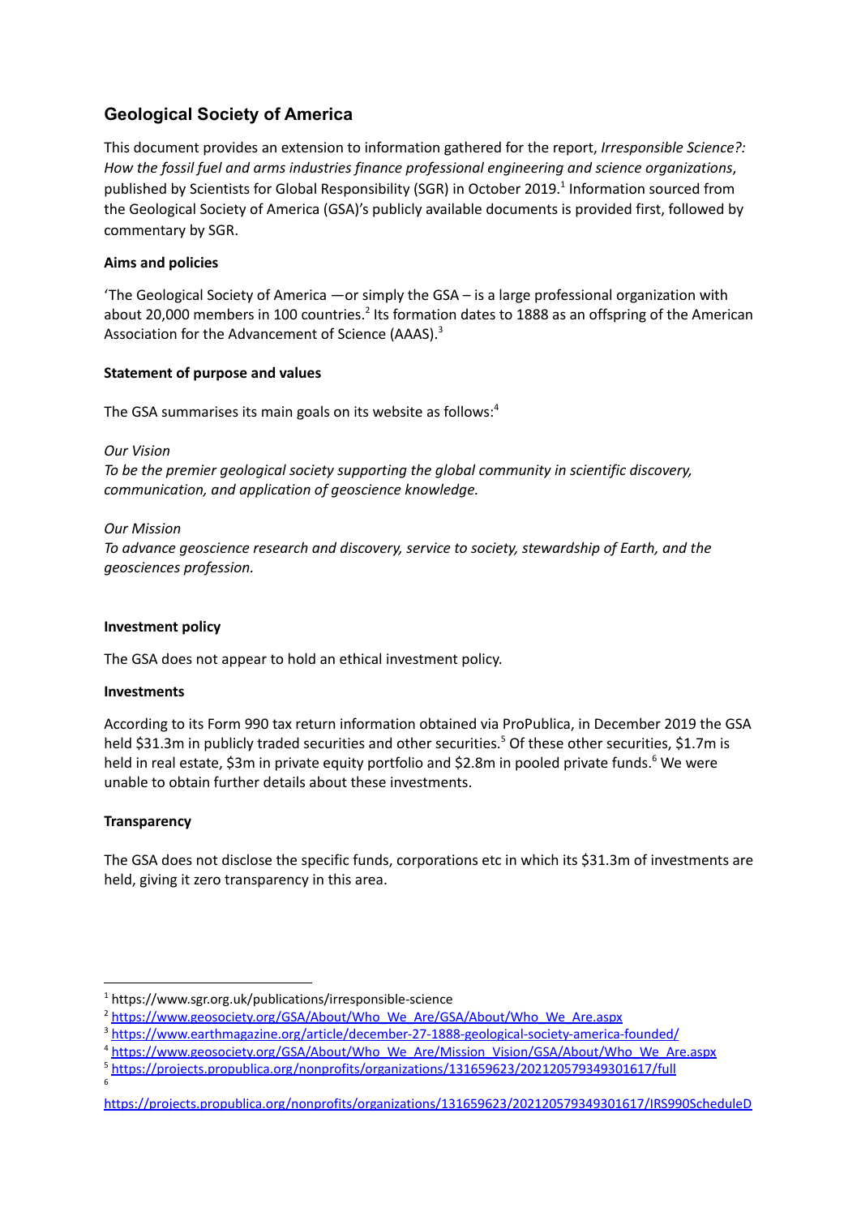## Geological Society of America

This document provides an extension to information gathered for the report, *Irresponsible Science?: How the fossil fuel and arms industries finance professional engineering and science organizations*, published by Scientists for Global Responsibility (SGR) in October 2019.[1] Information sourced from the Geological Society of America (GSA)'s publicly available documents is provided first, followed by commentary by SGR.

**Aims and policies**

'The Geological Society of America —or simply the GSA – is a large professional organization with about 20,000 members in 100 countries.[2] Its formation dates to 1888 as an offspring of the American Association for the Advancement of Science (AAAS).[3]

**Statement of purpose and values**

The GSA summarises its main goals on its website as follows:[4]

*Our Vision*
*To be the premier geological society supporting the global community in scientific discovery, communication, and application of geoscience knowledge.*

*Our Mission*
*To advance geoscience research and discovery, service to society, stewardship of Earth, and the geosciences profession.*

**Investment policy**

The GSA does not appear to hold an ethical investment policy.

**Investments**

According to its Form 990 tax return information obtained via ProPublica, in December 2019 the GSA held $31.3m in publicly traded securities and other securities.[5] Of these other securities, $1.7m is held in real estate, $3m in private equity portfolio and $2.8m in pooled private funds.[6] We were unable to obtain further details about these investments.

**Transparency**

The GSA does not disclose the specific funds, corporations etc in which its $31.3m of investments are held, giving it zero transparency in this area.

---

[1] https://www.sgr.org.uk/publications/irresponsible-science
[2] https://www.geosociety.org/GSA/About/Who_We_Are/GSA/About/Who_We_Are.aspx
[3] https://www.earthmagazine.org/article/december-27-1888-geological-society-america-founded/
[4] https://www.geosociety.org/GSA/About/Who_We_Are/Mission_Vision/GSA/About/Who_We_Are.aspx
[5] https://projects.propublica.org/nonprofits/organizations/131659623/202120579349301617/full
[6] https://projects.propublica.org/nonprofits/organizations/131659623/202120579349301617/IRS990ScheduleD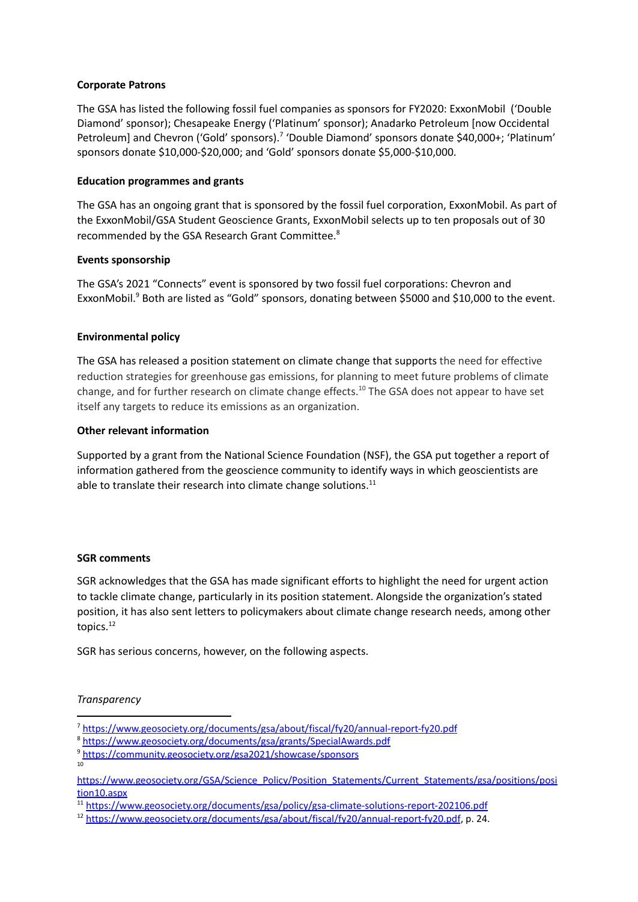**Corporate Patrons**

The GSA has listed the following fossil fuel companies as sponsors for FY2020: ExxonMobil ('Double Diamond' sponsor); Chesapeake Energy ('Platinum' sponsor); Anadarko Petroleum [now Occidental Petroleum] and Chevron ('Gold' sponsors).[7] 'Double Diamond' sponsors donate $40,000+; 'Platinum' sponsors donate $10,000-$20,000; and 'Gold' sponsors donate $5,000-$10,000.

**Education programmes and grants**

The GSA has an ongoing grant that is sponsored by the fossil fuel corporation, ExxonMobil. As part of the ExxonMobil/GSA Student Geoscience Grants, ExxonMobil selects up to ten proposals out of 30 recommended by the GSA Research Grant Committee.[8]

**Events sponsorship**

The GSA's 2021 "Connects" event is sponsored by two fossil fuel corporations: Chevron and ExxonMobil.[9] Both are listed as "Gold" sponsors, donating between $5000 and $10,000 to the event.

**Environmental policy**

The GSA has released a position statement on climate change that supports the need for effective reduction strategies for greenhouse gas emissions, for planning to meet future problems of climate change, and for further research on climate change effects.[10] The GSA does not appear to have set itself any targets to reduce its emissions as an organization.

**Other relevant information**

Supported by a grant from the National Science Foundation (NSF), the GSA put together a report of information gathered from the geoscience community to identify ways in which geoscientists are able to translate their research into climate change solutions.[11]

**SGR comments**

SGR acknowledges that the GSA has made significant efforts to highlight the need for urgent action to tackle climate change, particularly in its position statement. Alongside the organization's stated position, it has also sent letters to policymakers about climate change research needs, among other topics.[12]

SGR has serious concerns, however, on the following aspects.

*Transparency*

---

[7] https://www.geosociety.org/documents/gsa/about/fiscal/fy20/annual-report-fy20.pdf

[8] https://www.geosociety.org/documents/gsa/grants/SpecialAwards.pdf

[9] https://community.geosociety.org/gsa2021/showcase/sponsors

[10] https://www.geosociety.org/GSA/Science_Policy/Position_Statements/Current_Statements/gsa/positions/position10.aspx

[11] https://www.geosociety.org/documents/gsa/policy/gsa-climate-solutions-report-202106.pdf

[12] https://www.geosociety.org/documents/gsa/about/fiscal/fy20/annual-report-fy20.pdf, p. 24.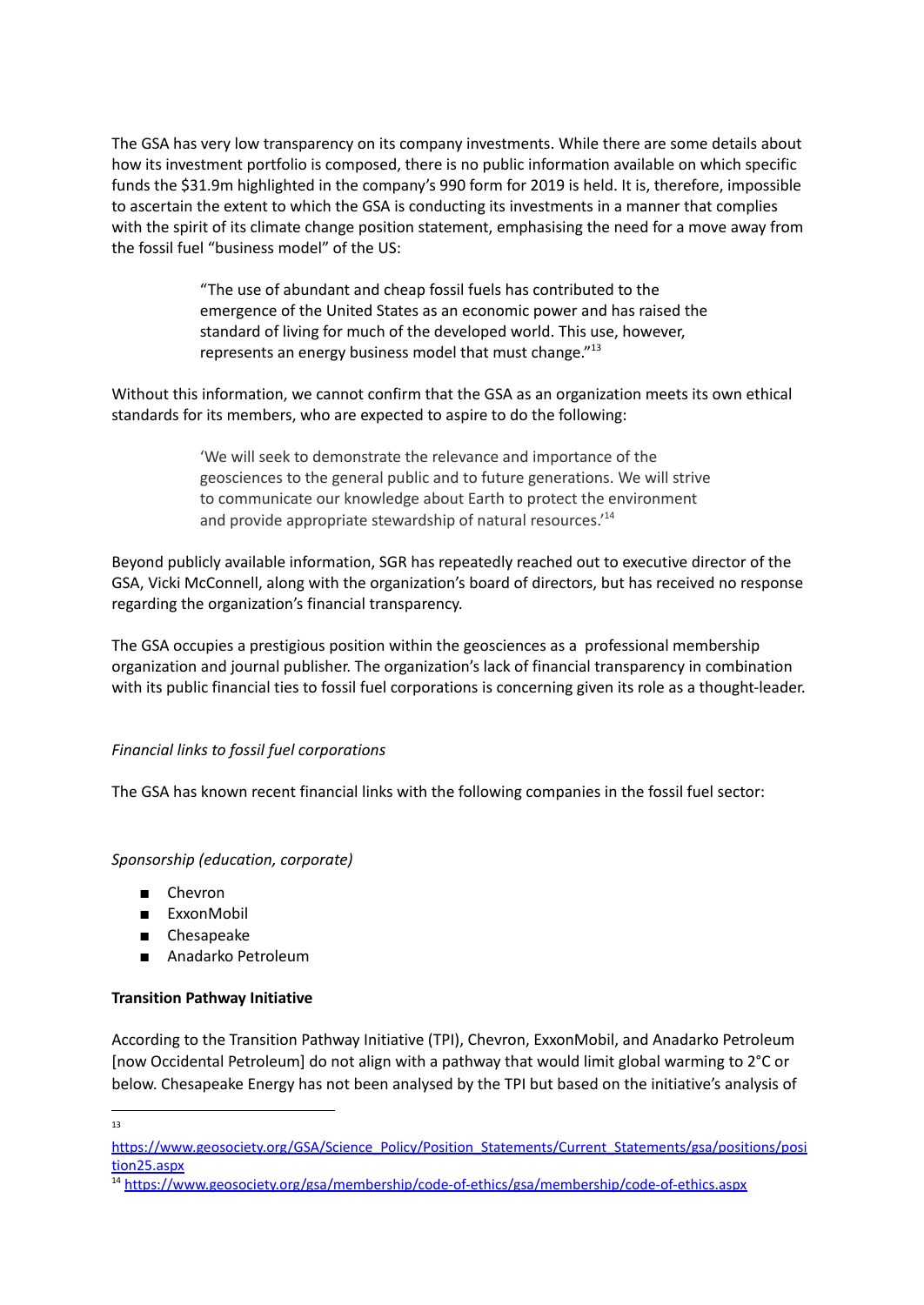The GSA has very low transparency on its company investments. While there are some details about how its investment portfolio is composed, there is no public information available on which specific funds the $31.9m highlighted in the company's 990 form for 2019 is held. It is, therefore, impossible to ascertain the extent to which the GSA is conducting its investments in a manner that complies with the spirit of its climate change position statement, emphasising the need for a move away from the fossil fuel "business model" of the US:

> "The use of abundant and cheap fossil fuels has contributed to the emergence of the United States as an economic power and has raised the standard of living for much of the developed world. This use, however, represents an energy business model that must change."[13]

Without this information, we cannot confirm that the GSA as an organization meets its own ethical standards for its members, who are expected to aspire to do the following:

> 'We will seek to demonstrate the relevance and importance of the geosciences to the general public and to future generations. We will strive to communicate our knowledge about Earth to protect the environment and provide appropriate stewardship of natural resources.'[14]

Beyond publicly available information, SGR has repeatedly reached out to executive director of the GSA, Vicki McConnell, along with the organization's board of directors, but has received no response regarding the organization's financial transparency.

The GSA occupies a prestigious position within the geosciences as a professional membership organization and journal publisher. The organization's lack of financial transparency in combination with its public financial ties to fossil fuel corporations is concerning given its role as a thought-leader.

*Financial links to fossil fuel corporations*

The GSA has known recent financial links with the following companies in the fossil fuel sector:

*Sponsorship (education, corporate)*

- Chevron
- ExxonMobil
- Chesapeake
- Anadarko Petroleum

**Transition Pathway Initiative**

According to the Transition Pathway Initiative (TPI), Chevron, ExxonMobil, and Anadarko Petroleum [now Occidental Petroleum] do not align with a pathway that would limit global warming to 2°C or below. Chesapeake Energy has not been analysed by the TPI but based on the initiative's analysis of

[13] https://www.geosociety.org/GSA/Science_Policy/Position_Statements/Current_Statements/gsa/positions/position25.aspx

[14] https://www.geosociety.org/gsa/membership/code-of-ethics/gsa/membership/code-of-ethics.aspx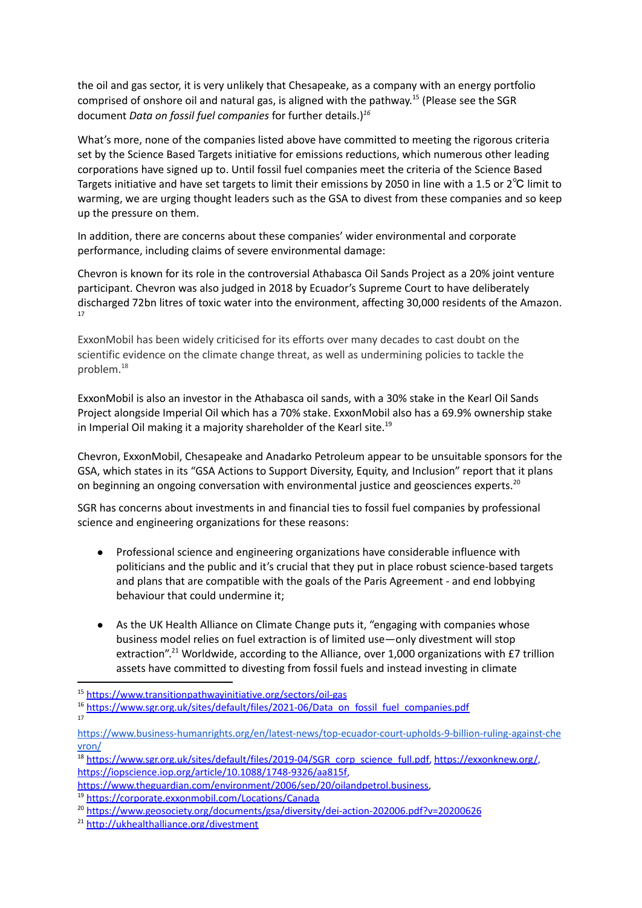the oil and gas sector, it is very unlikely that Chesapeake, as a company with an energy portfolio comprised of onshore oil and natural gas, is aligned with the pathway.[15] (Please see the SGR document *Data on fossil fuel companies* for further details.)[16]

What's more, none of the companies listed above have committed to meeting the rigorous criteria set by the Science Based Targets initiative for emissions reductions, which numerous other leading corporations have signed up to. Until fossil fuel companies meet the criteria of the Science Based Targets initiative and have set targets to limit their emissions by 2050 in line with a 1.5 or 2℃ limit to warming, we are urging thought leaders such as the GSA to divest from these companies and so keep up the pressure on them.

In addition, there are concerns about these companies' wider environmental and corporate performance, including claims of severe environmental damage:

Chevron is known for its role in the controversial Athabasca Oil Sands Project as a 20% joint venture participant. Chevron was also judged in 2018 by Ecuador's Supreme Court to have deliberately discharged 72bn litres of toxic water into the environment, affecting 30,000 residents of the Amazon.[17]

ExxonMobil has been widely criticised for its efforts over many decades to cast doubt on the scientific evidence on the climate change threat, as well as undermining policies to tackle the problem.[18]

ExxonMobil is also an investor in the Athabasca oil sands, with a 30% stake in the Kearl Oil Sands Project alongside Imperial Oil which has a 70% stake. ExxonMobil also has a 69.9% ownership stake in Imperial Oil making it a majority shareholder of the Kearl site.[19]

Chevron, ExxonMobil, Chesapeake and Anadarko Petroleum appear to be unsuitable sponsors for the GSA, which states in its "GSA Actions to Support Diversity, Equity, and Inclusion" report that it plans on beginning an ongoing conversation with environmental justice and geosciences experts.[20]

SGR has concerns about investments in and financial ties to fossil fuel companies by professional science and engineering organizations for these reasons:

- Professional science and engineering organizations have considerable influence with politicians and the public and it's crucial that they put in place robust science-based targets and plans that are compatible with the goals of the Paris Agreement - and end lobbying behaviour that could undermine it;

- As the UK Health Alliance on Climate Change puts it, "engaging with companies whose business model relies on fuel extraction is of limited use—only divestment will stop extraction".[21] Worldwide, according to the Alliance, over 1,000 organizations with £7 trillion assets have committed to divesting from fossil fuels and instead investing in climate

---

[15] https://www.transitionpathwayinitiative.org/sectors/oil-gas

[16] https://www.sgr.org.uk/sites/default/files/2021-06/Data_on_fossil_fuel_companies.pdf

[17] https://www.business-humanrights.org/en/latest-news/top-ecuador-court-upholds-9-billion-ruling-against-chevron/

[18] https://www.sgr.org.uk/sites/default/files/2019-04/SGR_corp_science_full.pdf, https://exxonknew.org/, https://iopscience.iop.org/article/10.1088/1748-9326/aa815f, https://www.theguardian.com/environment/2006/sep/20/oilandpetrol.business,

[19] https://corporate.exxonmobil.com/Locations/Canada

[20] https://www.geosociety.org/documents/gsa/diversity/dei-action-202006.pdf?v=20200626

[21] http://ukhealthalliance.org/divestment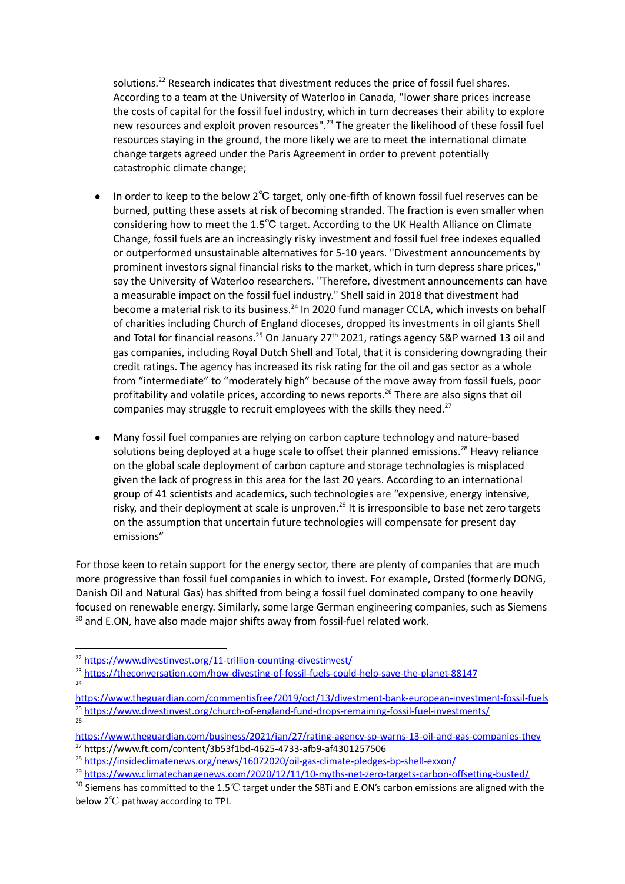solutions.[22] Research indicates that divestment reduces the price of fossil fuel shares. According to a team at the University of Waterloo in Canada, "lower share prices increase the costs of capital for the fossil fuel industry, which in turn decreases their ability to explore new resources and exploit proven resources".[23] The greater the likelihood of these fossil fuel resources staying in the ground, the more likely we are to meet the international climate change targets agreed under the Paris Agreement in order to prevent potentially catastrophic climate change;

- In order to keep to the below 2℃ target, only one-fifth of known fossil fuel reserves can be burned, putting these assets at risk of becoming stranded. The fraction is even smaller when considering how to meet the 1.5℃ target. According to the UK Health Alliance on Climate Change, fossil fuels are an increasingly risky investment and fossil fuel free indexes equalled or outperformed unsustainable alternatives for 5-10 years. "Divestment announcements by prominent investors signal financial risks to the market, which in turn depress share prices," say the University of Waterloo researchers. "Therefore, divestment announcements can have a measurable impact on the fossil fuel industry." Shell said in 2018 that divestment had become a material risk to its business.[24] In 2020 fund manager CCLA, which invests on behalf of charities including Church of England dioceses, dropped its investments in oil giants Shell and Total for financial reasons.[25] On January 27th 2021, ratings agency S&P warned 13 oil and gas companies, including Royal Dutch Shell and Total, that it is considering downgrading their credit ratings. The agency has increased its risk rating for the oil and gas sector as a whole from "intermediate" to "moderately high" because of the move away from fossil fuels, poor profitability and volatile prices, according to news reports.[26] There are also signs that oil companies may struggle to recruit employees with the skills they need.[27]

- Many fossil fuel companies are relying on carbon capture technology and nature-based solutions being deployed at a huge scale to offset their planned emissions.[28] Heavy reliance on the global scale deployment of carbon capture and storage technologies is misplaced given the lack of progress in this area for the last 20 years. According to an international group of 41 scientists and academics, such technologies are "expensive, energy intensive, risky, and their deployment at scale is unproven.[29] It is irresponsible to base net zero targets on the assumption that uncertain future technologies will compensate for present day emissions"

For those keen to retain support for the energy sector, there are plenty of companies that are much more progressive than fossil fuel companies in which to invest. For example, Orsted (formerly DONG, Danish Oil and Natural Gas) has shifted from being a fossil fuel dominated company to one heavily focused on renewable energy. Similarly, some large German engineering companies, such as Siemens [30] and E.ON, have also made major shifts away from fossil-fuel related work.

---

[22] https://www.divestinvest.org/11-trillion-counting-divestinvest/

[23] https://theconversation.com/how-divesting-of-fossil-fuels-could-help-save-the-planet-88147

[24] https://www.theguardian.com/commentisfree/2019/oct/13/divestment-bank-european-investment-fossil-fuels

[25] https://www.divestinvest.org/church-of-england-fund-drops-remaining-fossil-fuel-investments/

[26] https://www.theguardian.com/business/2021/jan/27/rating-agency-sp-warns-13-oil-and-gas-companies-they

[27] https://www.ft.com/content/3b53f1bd-4625-4733-afb9-af4301257506

[28] https://insideclimatenews.org/news/16072020/oil-gas-climate-pledges-bp-shell-exxon/

[29] https://www.climatechangenews.com/2020/12/11/10-myths-net-zero-targets-carbon-offsetting-busted/

[30] Siemens has committed to the 1.5℃ target under the SBTi and E.ON's carbon emissions are aligned with the below 2℃ pathway according to TPI.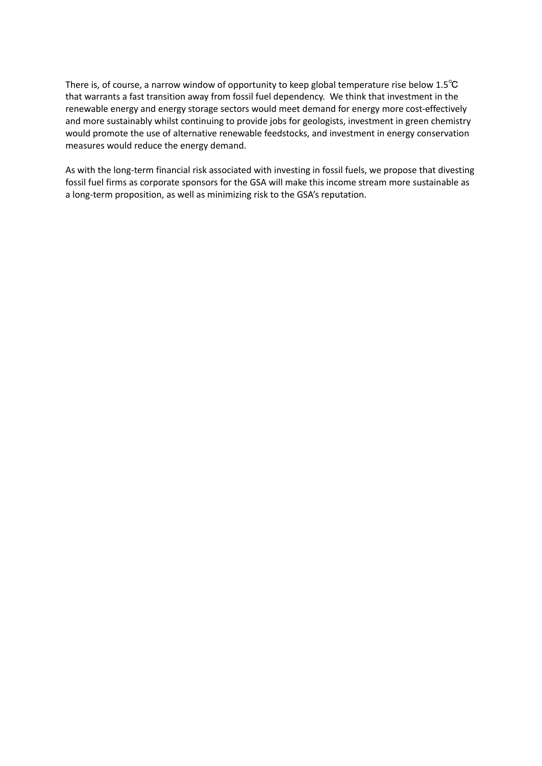There is, of course, a narrow window of opportunity to keep global temperature rise below 1.5℃ that warrants a fast transition away from fossil fuel dependency. We think that investment in the renewable energy and energy storage sectors would meet demand for energy more cost-effectively and more sustainably whilst continuing to provide jobs for geologists, investment in green chemistry would promote the use of alternative renewable feedstocks, and investment in energy conservation measures would reduce the energy demand.

As with the long-term financial risk associated with investing in fossil fuels, we propose that divesting fossil fuel firms as corporate sponsors for the GSA will make this income stream more sustainable as a long-term proposition, as well as minimizing risk to the GSA's reputation.